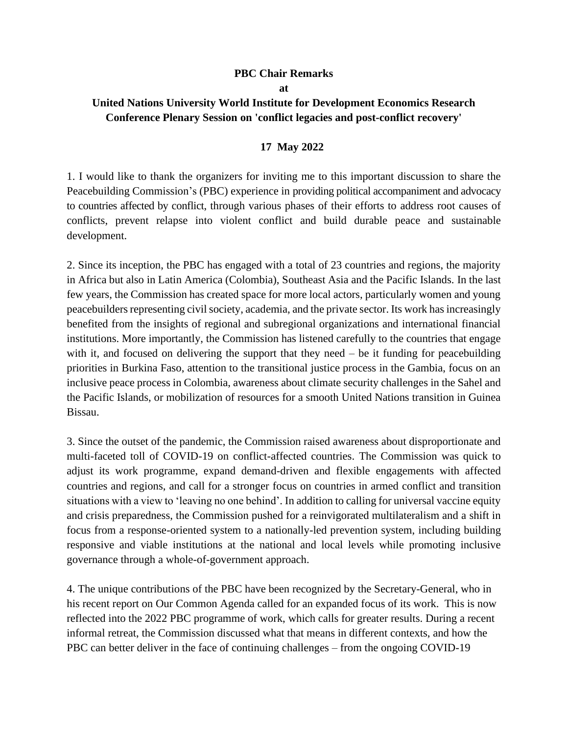**PBC Chair Remarks**

**at**

**United Nations University World Institute for Development Economics Research Conference Plenary Session on 'conflict legacies and post-conflict recovery'**

**17 May 2022**

1. I would like to thank the organizers for inviting me to this important discussion to share the Peacebuilding Commission's (PBC) experience in providing political accompaniment and advocacy to countries affected by conflict, through various phases of their efforts to address root causes of conflicts, prevent relapse into violent conflict and build durable peace and sustainable development.

2. Since its inception, the PBC has engaged with a total of 23 countries and regions, the majority in Africa but also in Latin America (Colombia), Southeast Asia and the Pacific Islands. In the last few years, the Commission has created space for more local actors, particularly women and young peacebuilders representing civil society, academia, and the private sector. Its work has increasingly benefited from the insights of regional and subregional organizations and international financial institutions. More importantly, the Commission has listened carefully to the countries that engage with it, and focused on delivering the support that they need – be it funding for peacebuilding priorities in Burkina Faso, attention to the transitional justice process in the Gambia, focus on an inclusive peace process in Colombia, awareness about climate security challenges in the Sahel and the Pacific Islands, or mobilization of resources for a smooth United Nations transition in Guinea Bissau.

3. Since the outset of the pandemic, the Commission raised awareness about disproportionate and multi-faceted toll of COVID-19 on conflict-affected countries. The Commission was quick to adjust its work programme, expand demand-driven and flexible engagements with affected countries and regions, and call for a stronger focus on countries in armed conflict and transition situations with a view to 'leaving no one behind'. In addition to calling for universal vaccine equity and crisis preparedness, the Commission pushed for a reinvigorated multilateralism and a shift in focus from a response-oriented system to a nationally-led prevention system, including building responsive and viable institutions at the national and local levels while promoting inclusive governance through a whole-of-government approach.

4. The unique contributions of the PBC have been recognized by the Secretary-General, who in his recent report on Our Common Agenda called for an expanded focus of its work. This is now reflected into the 2022 PBC programme of work, which calls for greater results. During a recent informal retreat, the Commission discussed what that means in different contexts, and how the PBC can better deliver in the face of continuing challenges – from the ongoing COVID-19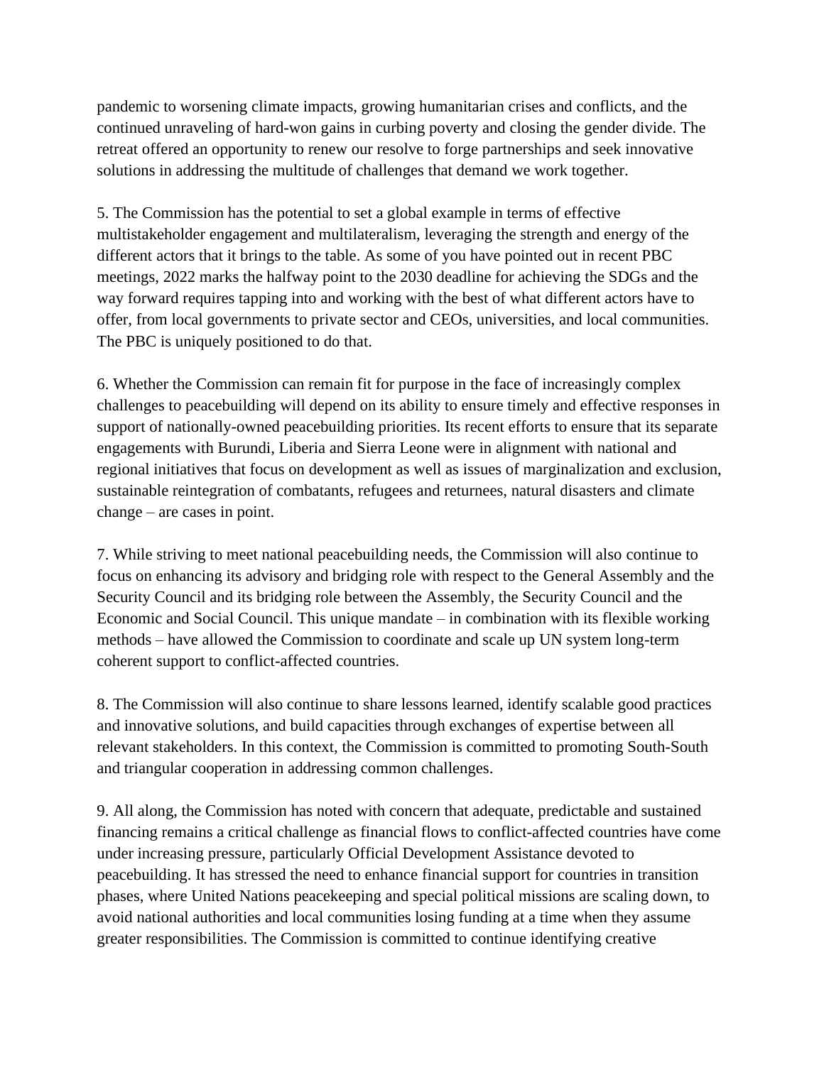pandemic to worsening climate impacts, growing humanitarian crises and conflicts, and the continued unraveling of hard-won gains in curbing poverty and closing the gender divide. The retreat offered an opportunity to renew our resolve to forge partnerships and seek innovative solutions in addressing the multitude of challenges that demand we work together.

5. The Commission has the potential to set a global example in terms of effective multistakeholder engagement and multilateralism, leveraging the strength and energy of the different actors that it brings to the table. As some of you have pointed out in recent PBC meetings, 2022 marks the halfway point to the 2030 deadline for achieving the SDGs and the way forward requires tapping into and working with the best of what different actors have to offer, from local governments to private sector and CEOs, universities, and local communities. The PBC is uniquely positioned to do that.

6. Whether the Commission can remain fit for purpose in the face of increasingly complex challenges to peacebuilding will depend on its ability to ensure timely and effective responses in support of nationally-owned peacebuilding priorities. Its recent efforts to ensure that its separate engagements with Burundi, Liberia and Sierra Leone were in alignment with national and regional initiatives that focus on development as well as issues of marginalization and exclusion, sustainable reintegration of combatants, refugees and returnees, natural disasters and climate change – are cases in point.

7. While striving to meet national peacebuilding needs, the Commission will also continue to focus on enhancing its advisory and bridging role with respect to the General Assembly and the Security Council and its bridging role between the Assembly, the Security Council and the Economic and Social Council. This unique mandate – in combination with its flexible working methods – have allowed the Commission to coordinate and scale up UN system long-term coherent support to conflict-affected countries.

8. The Commission will also continue to share lessons learned, identify scalable good practices and innovative solutions, and build capacities through exchanges of expertise between all relevant stakeholders. In this context, the Commission is committed to promoting South-South and triangular cooperation in addressing common challenges.

9. All along, the Commission has noted with concern that adequate, predictable and sustained financing remains a critical challenge as financial flows to conflict-affected countries have come under increasing pressure, particularly Official Development Assistance devoted to peacebuilding. It has stressed the need to enhance financial support for countries in transition phases, where United Nations peacekeeping and special political missions are scaling down, to avoid national authorities and local communities losing funding at a time when they assume greater responsibilities. The Commission is committed to continue identifying creative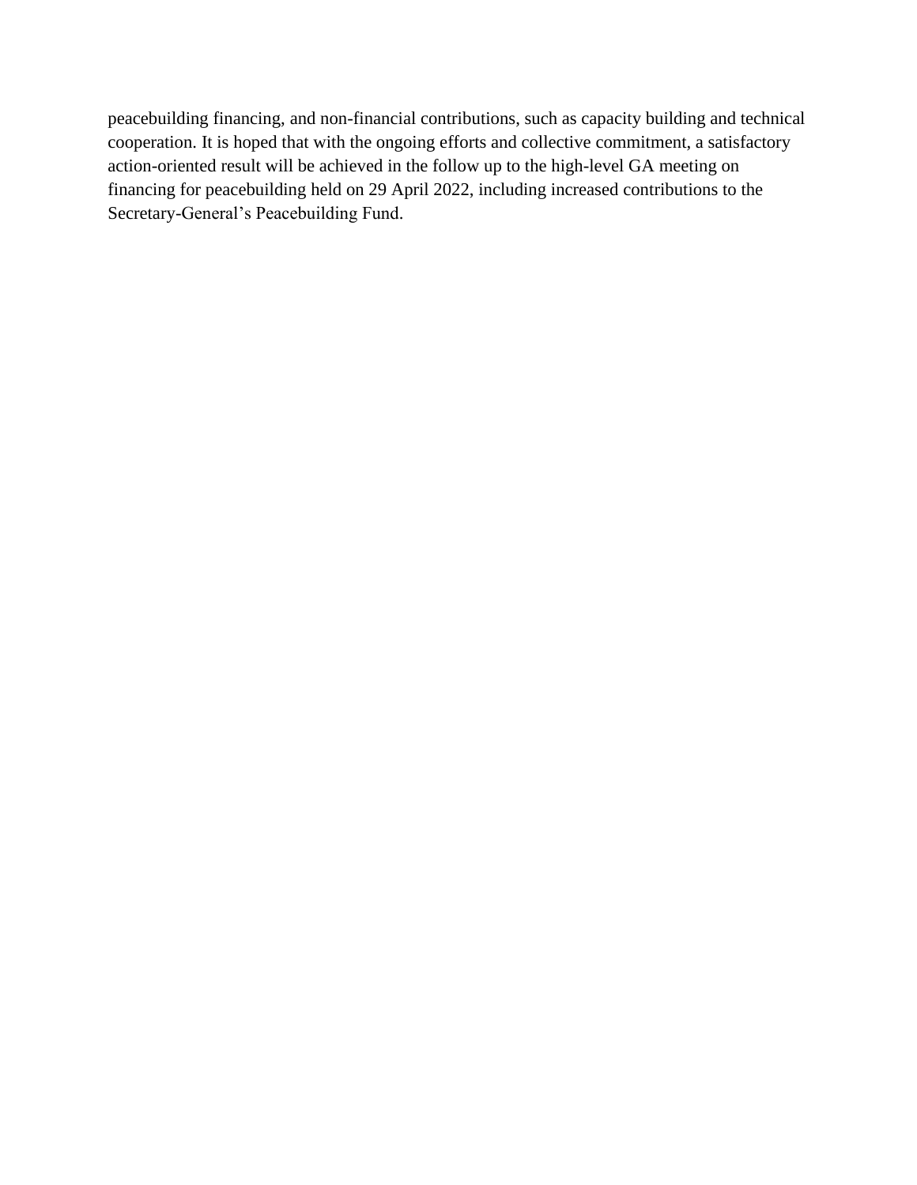peacebuilding financing, and non-financial contributions, such as capacity building and technical cooperation. It is hoped that with the ongoing efforts and collective commitment, a satisfactory action-oriented result will be achieved in the follow up to the high-level GA meeting on financing for peacebuilding held on 29 April 2022, including increased contributions to the Secretary-General's Peacebuilding Fund.